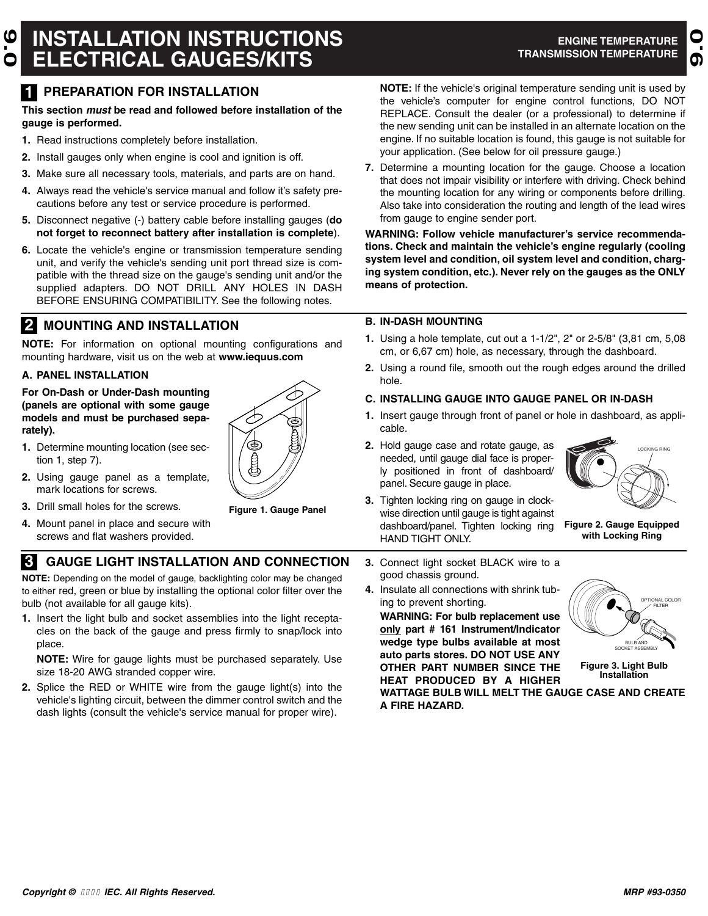# INSTALLATION INSTRUCTIONS ELECTRICAL GAUGES/KITS

ENGINE TEMPERATURE
TRANSMISSION TEMPERATURE

## 1 PREPARATION FOR INSTALLATION

**This section *must* be read and followed before installation of the gauge is performed.**

1. Read instructions completely before installation.
2. Install gauges only when engine is cool and ignition is off.
3. Make sure all necessary tools, materials, and parts are on hand.
4. Always read the vehicle's service manual and follow it's safety precautions before any test or service procedure is performed.
5. Disconnect negative (-) battery cable before installing gauges (**do not forget to reconnect battery after installation is complete**).
6. Locate the vehicle's engine or transmission temperature sending unit, and verify the vehicle's sending unit port thread size is compatible with the thread size on the gauge's sending unit and/or the supplied adapters. DO NOT DRILL ANY HOLES IN DASH BEFORE ENSURING COMPATIBILITY. See the following notes.

   **NOTE:** If the vehicle's original temperature sending unit is used by the vehicle's computer for engine control functions, DO NOT REPLACE. Consult the dealer (or a professional) to determine if the new sending unit can be installed in an alternate location on the engine. If no suitable location is found, this gauge is not suitable for your application. (See below for oil pressure gauge.)
7. Determine a mounting location for the gauge. Choose a location that does not impair visibility or interfere with driving. Check behind the mounting location for any wiring or components before drilling. Also take into consideration the routing and length of the lead wires from gauge to engine sender port.

**WARNING: Follow vehicle manufacturer's service recommendations. Check and maintain the vehicle's engine regularly (cooling system level and condition, oil system level and condition, charging system condition, etc.). Never rely on the gauges as the ONLY means of protection.**

## 2 MOUNTING AND INSTALLATION

**NOTE:** For information on optional mounting configurations and mounting hardware, visit us on the web at **www.iequus.com**

### A. PANEL INSTALLATION

**For On-Dash or Under-Dash mounting (panels are optional with some gauge models and must be purchased separately).**

1. Determine mounting location (see section 1, step 7).
2. Using gauge panel as a template, mark locations for screws.
3. Drill small holes for the screws.
4. Mount panel in place and secure with screws and flat washers provided.

**Figure 1. Gauge Panel**

### B. IN-DASH MOUNTING

1. Using a hole template, cut out a 1-1/2", 2" or 2-5/8" (3,81 cm, 5,08 cm, or 6,67 cm) hole, as necessary, through the dashboard.
2. Using a round file, smooth out the rough edges around the drilled hole.

### C. INSTALLING GAUGE INTO GAUGE PANEL OR IN-DASH

1. Insert gauge through front of panel or hole in dashboard, as applicable.
2. Hold gauge case and rotate gauge, as needed, until gauge dial face is properly positioned in front of dashboard/panel. Secure gauge in place.
3. Tighten locking ring on gauge in clockwise direction until gauge is tight against dashboard/panel. Tighten locking ring HAND TIGHT ONLY.

LOCKING RING

**Figure 2. Gauge Equipped with Locking Ring**

## 3 GAUGE LIGHT INSTALLATION AND CONNECTION

**NOTE:** Depending on the model of gauge, backlighting color may be changed to either red, green or blue by installing the optional color filter over the bulb (not available for all gauge kits).

1. Insert the light bulb and socket assemblies into the light receptacles on the back of the gauge and press firmly to snap/lock into place.

   **NOTE:** Wire for gauge lights must be purchased separately. Use size 18-20 AWG stranded copper wire.
2. Splice the RED or WHITE wire from the gauge light(s) into the vehicle's lighting circuit, between the dimmer control switch and the dash lights (consult the vehicle's service manual for proper wire).
3. Connect light socket BLACK wire to a good chassis ground.
4. Insulate all connections with shrink tubing to prevent shorting.

   **WARNING: For bulb replacement use <u>only</u> part # 161 Instrument/Indicator wedge type bulbs available at most auto parts stores. DO NOT USE ANY OTHER PART NUMBER SINCE THE HEAT PRODUCED BY A HIGHER WATTAGE BULB WILL MELT THE GAUGE CASE AND CREATE A FIRE HAZARD.**

OPTIONAL COLOR FILTER

BULB AND SOCKET ASSEMBLY

**Figure 3. Light Bulb Installation**

*Copyright © IEC. All Rights Reserved.*

*MRP #93-0350*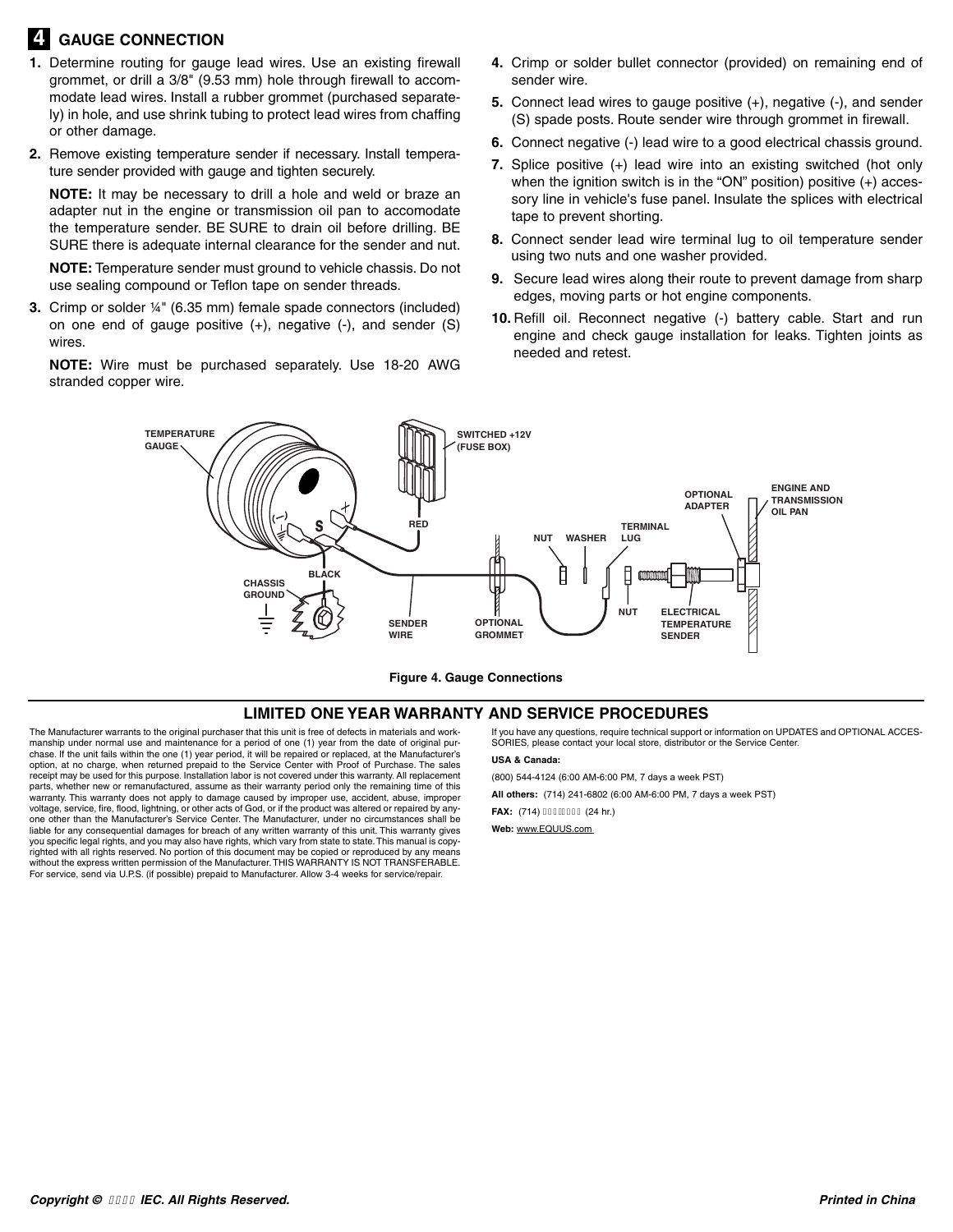## 4 GAUGE CONNECTION

1. Determine routing for gauge lead wires. Use an existing firewall grommet, or drill a 3/8" (9.53 mm) hole through firewall to accommodate lead wires. Install a rubber grommet (purchased separately) in hole, and use shrink tubing to protect lead wires from chaffing or other damage.
2. Remove existing temperature sender if necessary. Install temperature sender provided with gauge and tighten securely.

   **NOTE:** It may be necessary to drill a hole and weld or braze an adapter nut in the engine or transmission oil pan to accomodate the temperature sender. BE SURE to drain oil before drilling. BE SURE there is adequate internal clearance for the sender and nut.

   **NOTE:** Temperature sender must ground to vehicle chassis. Do not use sealing compound or Teflon tape on sender threads.
3. Crimp or solder ¼" (6.35 mm) female spade connectors (included) on one end of gauge positive (+), negative (-), and sender (S) wires.

   **NOTE:** Wire must be purchased separately. Use 18-20 AWG stranded copper wire.
4. Crimp or solder bullet connector (provided) on remaining end of sender wire.
5. Connect lead wires to gauge positive (+), negative (-), and sender (S) spade posts. Route sender wire through grommet in firewall.
6. Connect negative (-) lead wire to a good electrical chassis ground.
7. Splice positive (+) lead wire into an existing switched (hot only when the ignition switch is in the "ON" position) positive (+) accessory line in vehicle's fuse panel. Insulate the splices with electrical tape to prevent shorting.
8. Connect sender lead wire terminal lug to oil temperature sender using two nuts and one washer provided.
9. Secure lead wires along their route to prevent damage from sharp edges, moving parts or hot engine components.
10. Refill oil. Reconnect negative (-) battery cable. Start and run engine and check gauge installation for leaks. Tighten joints as needed and retest.

TEMPERATURE GAUGE — SWITCHED +12V (FUSE BOX) — RED — BLACK — CHASSIS GROUND — SENDER WIRE — OPTIONAL GROMMET — NUT — WASHER — TERMINAL LUG — NUT — ELECTRICAL TEMPERATURE SENDER — OPTIONAL ADAPTER — ENGINE AND TRANSMISSION OIL PAN

**Figure 4. Gauge Connections**

## LIMITED ONE YEAR WARRANTY AND SERVICE PROCEDURES

The Manufacturer warrants to the original purchaser that this unit is free of defects in materials and workmanship under normal use and maintenance for a period of one (1) year from the date of original purchase. If the unit fails within the one (1) year period, it will be repaired or replaced, at the Manufacturer's option, at no charge, when returned prepaid to the Service Center with Proof of Purchase. The sales receipt may be used for this purpose. Installation labor is not covered under this warranty. All replacement parts, whether new or remanufactured, assume as their warranty period only the remaining time of this warranty. This warranty does not apply to damage caused by improper use, accident, abuse, improper voltage, service, fire, flood, lightning, or other acts of God, or if the product was altered or repaired by anyone other than the Manufacturer's Service Center. The Manufacturer, under no circumstances shall be liable for any consequential damages for breach of any written warranty of this unit. This warranty gives you specific legal rights, and you may also have rights, which vary from state to state. This manual is copyrighted with all rights reserved. No portion of this document may be copied or reproduced by any means without the express written permission of the Manufacturer. THIS WARRANTY IS NOT TRANSFERABLE. For service, send via U.P.S. (if possible) prepaid to Manufacturer. Allow 3-4 weeks for service/repair.

If you have any questions, require technical support or information on UPDATES and OPTIONAL ACCESSORIES, please contact your local store, distributor or the Service Center.

**USA & Canada:**

(800) 544-4124 (6:00 AM-6:00 PM, 7 days a week PST)

**All others:** (714) 241-6802 (6:00 AM-6:00 PM, 7 days a week PST)

**FAX:** (714) (24 hr.)

**Web:** www.EQUUS.com

*Copyright © IEC. All Rights Reserved.* *Printed in China*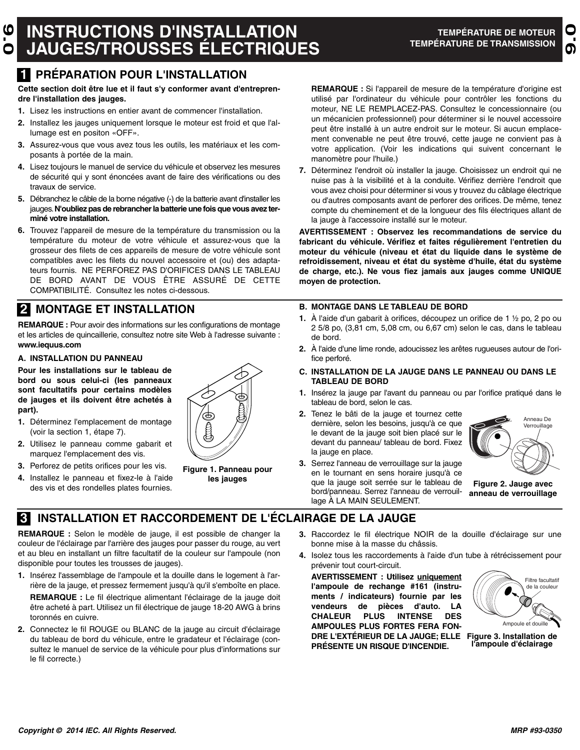# INSTRUCTIONS D'INSTALLATION JAUGES/TROUSSES ÉLECTRIQUES

**TEMPÉRATURE DE MOTEUR**
**TEMPÉRATURE DE TRANSMISSION**

## 1 PRÉPARATION POUR L'INSTALLATION

**Cette section doit être lue et il faut s'y conformer avant d'entreprendre l'installation des jauges.**

1. Lisez les instructions en entier avant de commencer l'installation.
2. Installez les jauges uniquement lorsque le moteur est froid et que l'allumage est en positon «OFF».
3. Assurez-vous que vous avez tous les outils, les matériaux et les composants à portée de la main.
4. Lisez toujours le manuel de service du véhicule et observez les mesures de sécurité qui y sont énoncées avant de faire des vérifications ou des travaux de service.
5. Débranchez le câble de la borne négative (-) de la batterie avant d'installer les jauges. **N'oubliez pas de rebrancher la batterie une fois que vous avez terminé votre installation.**
6. Trouvez l'appareil de mesure de la température du transmission ou la température du moteur de votre véhicule et assurez-vous que la grosseur des filets de ces appareils de mesure de votre véhicule sont compatibles avec les filets du nouvel accessoire et (ou) des adaptateurs fournis. NE PERFOREZ PAS D'ORIFICES DANS LE TABLEAU DE BORD AVANT DE VOUS ÊTRE ASSURÉ DE CETTE COMPATIBILITÉ. Consultez les notes ci-dessous.

   **REMARQUE :** Si l'appareil de mesure de la température d'origine est utilisé par l'ordinateur du véhicule pour contrôler les fonctions du moteur, NE LE REMPLACEZ-PAS. Consultez le concessionnaire (ou un mécanicien professionnel) pour déterminer si le nouvel accessoire peut être installé à un autre endroit sur le moteur. Si aucun emplacement convenable ne peut être trouvé, cette jauge ne convient pas à votre application. (Voir les indications qui suivent concernant le manomètre pour l'huile.)

7. Déterminez l'endroit où installer la jauge. Choisissez un endroit qui ne nuise pas à la visibilité et à la conduite. Vérifiez derrière l'endroit que vous avez choisi pour déterminer si vous y trouvez du câblage électrique ou d'autres composants avant de perforer des orifices. De même, tenez compte du cheminement et de la longueur des fils électriques allant de la jauge à l'accessoire installé sur le moteur.

**AVERTISSEMENT : Observez les recommandations de service du fabricant du véhicule. Vérifiez et faites régulièrement l'entretien du moteur du véhicule (niveau et état du liquide dans le système de refroidissement, niveau et état du système d'huile, état du système de charge, etc.). Ne vous fiez jamais aux jauges comme UNIQUE moyen de protection.**

## 2 MONTAGE ET INSTALLATION

**REMARQUE :** Pour avoir des informations sur les configurations de montage et les articles de quincaillerie, consultez notre site Web à l'adresse suivante : **www.iequus.com**

### A. INSTALLATION DU PANNEAU

**Pour les installations sur le tableau de bord ou sous celui-ci (les panneaux sont facultatifs pour certains modèles de jauges et ils doivent être achetés à part).**

1. Déterminez l'emplacement de montage (voir la section 1, étape 7).
2. Utilisez le panneau comme gabarit et marquez l'emplacement des vis.
3. Perforez de petits orifices pour les vis.
4. Installez le panneau et fixez-le à l'aide des vis et des rondelles plates fournies.

**Figure 1. Panneau pour les jauges**

### B. MONTAGE DANS LE TABLEAU DE BORD

1. À l'aide d'un gabarit à orifices, découpez un orifice de 1 ½ po, 2 po ou 2 5/8 po, (3,81 cm, 5,08 cm, ou 6,67 cm) selon le cas, dans le tableau de bord.
2. À l'aide d'une lime ronde, adoucissez les arêtes rugueuses autour de l'orifice perforé.

### C. INSTALLATION DE LA JAUGE DANS LE PANNEAU OU DANS LE TABLEAU DE BORD

1. Insérez la jauge par l'avant du panneau ou par l'orifice pratiqué dans le tableau de bord, selon le cas.
2. Tenez le bâti de la jauge et tournez cette dernière, selon les besoins, jusqu'à ce que le devant de la jauge soit bien placé sur le devant du panneau/ tableau de bord. Fixez la jauge en place.
3. Serrez l'anneau de verrouillage sur la jauge en le tournant en sens horaire jusqu'à ce que la jauge soit serrée sur le tableau de bord/panneau. Serrez l'anneau de verrouillage À LA MAIN SEULEMENT.

Anneau De Verrouillage

**Figure 2. Jauge avec anneau de verrouillage**

## 3 INSTALLATION ET RACCORDEMENT DE L'ÉCLAIRAGE DE LA JAUGE

**REMARQUE :** Selon le modèle de jauge, il est possible de changer la couleur de l'éclairage par l'arrière des jauges pour passer du rouge, au vert et au bleu en installant un filtre facultatif de la couleur sur l'ampoule (non disponible pour toutes les trousses de jauges).

1. Insérez l'assemblage de l'ampoule et la douille dans le logement à l'arrière de la jauge, et pressez fermement jusqu'à qu'il s'emboîte en place.

   **REMARQUE :** Le fil électrique alimentant l'éclairage de la jauge doit être acheté à part. Utilisez un fil électrique de jauge 18-20 AWG à brins toronnés en cuivre.

2. Connectez le fil ROUGE ou BLANC de la jauge au circuit d'éclairage du tableau de bord du véhicule, entre le gradateur et l'éclairage (consultez le manuel de service de la véhicule pour plus d'informations sur le fil correcte.)
3. Raccordez le fil électrique NOIR de la douille d'éclairage sur une bonne mise à la masse du châssis.
4. Isolez tous les raccordements à l'aide d'un tube à rétrécissement pour prévenir tout court-circuit.

   **AVERTISSEMENT : Utilisez <u>uniquement</u> l'ampoule de rechange #161 (instruments / indicateurs) fournie par les vendeurs de pièces d'auto. LA CHALEUR PLUS INTENSE DES AMPOULES PLUS FORTES FERA FONDRE L'EXTÉRIEUR DE LA JAUGE; ELLE PRÉSENTE UN RISQUE D'INCENDIE.**

Filtre facultatif de la couleur

Ampoule et douille

**Figure 3. Installation de l'ampoule d'éclairage**

*Copyright © 2014 IEC. All Rights Reserved.*

*MRP #93-0350*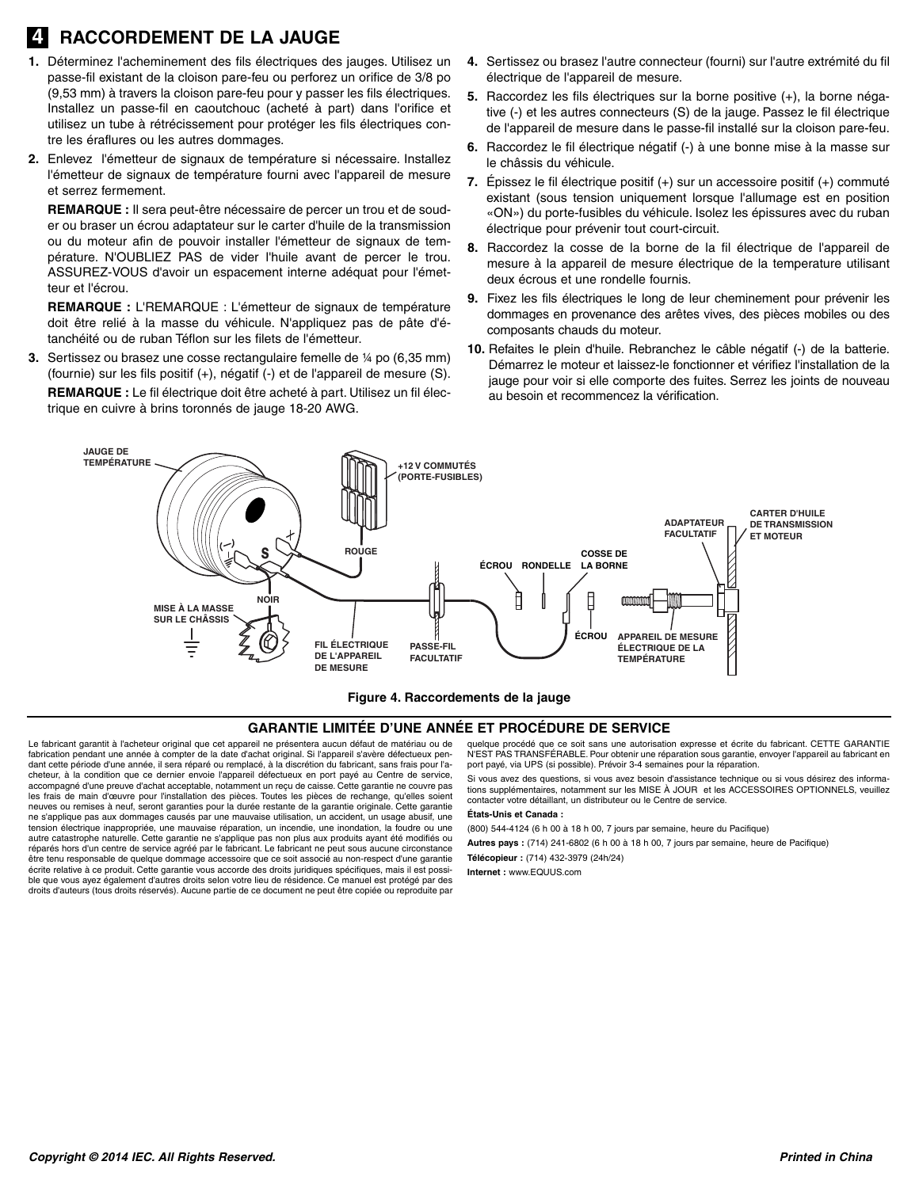# 4 RACCORDEMENT DE LA JAUGE

1. Déterminez l'acheminement des fils électriques des jauges. Utilisez un passe-fil existant de la cloison pare-feu ou perforez un orifice de 3/8 po (9,53 mm) à travers la cloison pare-feu pour y passer les fils électriques. Installez un passe-fil en caoutchouc (acheté à part) dans l'orifice et utilisez un tube à rétrécissement pour protéger les fils électriques contre les éraflures ou les autres dommages.

2. Enlevez l'émetteur de signaux de température si nécessaire. Installez l'émetteur de signaux de température fourni avec l'appareil de mesure et serrez fermement.

   **REMARQUE :** Il sera peut-être nécessaire de percer un trou et de souder ou braser un écrou adaptateur sur le carter d'huile de la transmission ou du moteur afin de pouvoir installer l'émetteur de signaux de température. N'OUBLIEZ PAS de vider l'huile avant de percer le trou. ASSUREZ-VOUS d'avoir un espacement interne adéquat pour l'émetteur et l'écrou.

   **REMARQUE :** L'REMARQUE : L'émetteur de signaux de température doit être relié à la masse du véhicule. N'appliquez pas de pâte d'étanchéité ou de ruban Téflon sur les filets de l'émetteur.

3. Sertissez ou brasez une cosse rectangulaire femelle de ¼ po (6,35 mm) (fournie) sur les fils positif (+), négatif (-) et de l'appareil de mesure (S).

   **REMARQUE :** Le fil électrique doit être acheté à part. Utilisez un fil électrique en cuivre à brins toronnés de jauge 18-20 AWG.

4. Sertissez ou brasez l'autre connecteur (fourni) sur l'autre extrémité du fil électrique de l'appareil de mesure.

5. Raccordez les fils électriques sur la borne positive (+), la borne négative (-) et les autres connecteurs (S) de la jauge. Passez le fil électrique de l'appareil de mesure dans le passe-fil installé sur la cloison pare-feu.

6. Raccordez le fil électrique négatif (-) à une bonne mise à la masse sur le châssis du véhicule.

7. Épissez le fil électrique positif (+) sur un accessoire positif (+) commuté existant (sous tension uniquement lorsque l'allumage est en position «ON») du porte-fusibles du véhicule. Isolez les épissures avec du ruban électrique pour prévenir tout court-circuit.

8. Raccordez la cosse de la borne de la fil électrique de l'appareil de mesure à la appareil de mesure électrique de la temperature utilisant deux écrous et une rondelle fournis.

9. Fixez les fils électriques le long de leur cheminement pour prévenir les dommages en provenance des arêtes vives, des pièces mobiles ou des composants chauds du moteur.

10. Refaites le plein d'huile. Rebranchez le câble négatif (-) de la batterie. Démarrez le moteur et laissez-le fonctionner et vérifiez l'installation de la jauge pour voir si elle comporte des fuites. Serrez les joints de nouveau au besoin et recommencez la vérification.

JAUGE DE TEMPÉRATURE · +12 V COMMUTÉS (PORTE-FUSIBLES) · ROUGE · NOIR · MISE À LA MASSE SUR LE CHÂSSIS · FIL ÉLECTRIQUE DE L'APPAREIL DE MESURE · PASSE-FIL FACULTATIF · ÉCROU · RONDELLE · COSSE DE LA BORNE · ÉCROU · APPAREIL DE MESURE ÉLECTRIQUE DE LA TEMPÉRATURE · ADAPTATEUR FACULTATIF · CARTER D'HUILE DE TRANSMISSION ET MOTEUR

**Figure 4. Raccordements de la jauge**

## GARANTIE LIMITÉE D'UNE ANNÉE ET PROCÉDURE DE SERVICE

Le fabricant garantit à l'acheteur original que cet appareil ne présentera aucun défaut de matériau ou de fabrication pendant une année à compter de la date d'achat original. Si l'appareil s'avère défectueux pendant cette période d'une année, il sera réparé ou remplacé, à la discrétion du fabricant, sans frais pour l'acheteur, à la condition que ce dernier envoie l'appareil défectueux en port payé au Centre de service, accompagné d'une preuve d'achat acceptable, notamment un reçu de caisse. Cette garantie ne couvre pas les frais de main d'œuvre pour l'installation des pièces. Toutes les pièces de rechange, qu'elles soient neuves ou remises à neuf, seront garanties pour la durée restante de la garantie originale. Cette garantie ne s'applique pas aux dommages causés par une mauvaise utilisation, un accident, un usage abusif, une tension électrique inappropriée, une mauvaise réparation, un incendie, une inondation, la foudre ou une autre catastrophe naturelle. Cette garantie ne s'applique pas non plus aux produits ayant été modifiés ou réparés hors d'un centre de service agréé par le fabricant. Le fabricant ne peut sous aucune circonstance être tenu responsable de quelque dommage accessoire que ce soit associé au non-respect d'une garantie écrite relative à ce produit. Cette garantie vous accorde des droits juridiques spécifiques, mais il est possible que vous ayez également d'autres droits selon votre lieu de résidence. Ce manuel est protégé par des droits d'auteurs (tous droits réservés). Aucune partie de ce document ne peut être copiée ou reproduite par quelque procédé que ce soit sans une autorisation expresse et écrite du fabricant. CETTE GARANTIE N'EST PAS TRANSFÉRABLE. Pour obtenir une réparation sous garantie, envoyer l'appareil au fabricant en port payé, via UPS (si possible). Prévoir 3-4 semaines pour la réparation.

Si vous avez des questions, si vous avez besoin d'assistance technique ou si vous désirez des informations supplémentaires, notamment sur les MISE À JOUR et les ACCESSOIRES OPTIONNELS, veuillez contacter votre détaillant, un distributeur ou le Centre de service.

**États-Unis et Canada :**

(800) 544-4124 (6 h 00 à 18 h 00, 7 jours par semaine, heure du Pacifique)

**Autres pays :** (714) 241-6802 (6 h 00 à 18 h 00, 7 jours par semaine, heure de Pacifique)

**Télécopieur :** (714) 432-3979 (24h/24)

**Internet :** www.EQUUS.com

*Copyright © 2014 IEC. All Rights Reserved.* *Printed in China*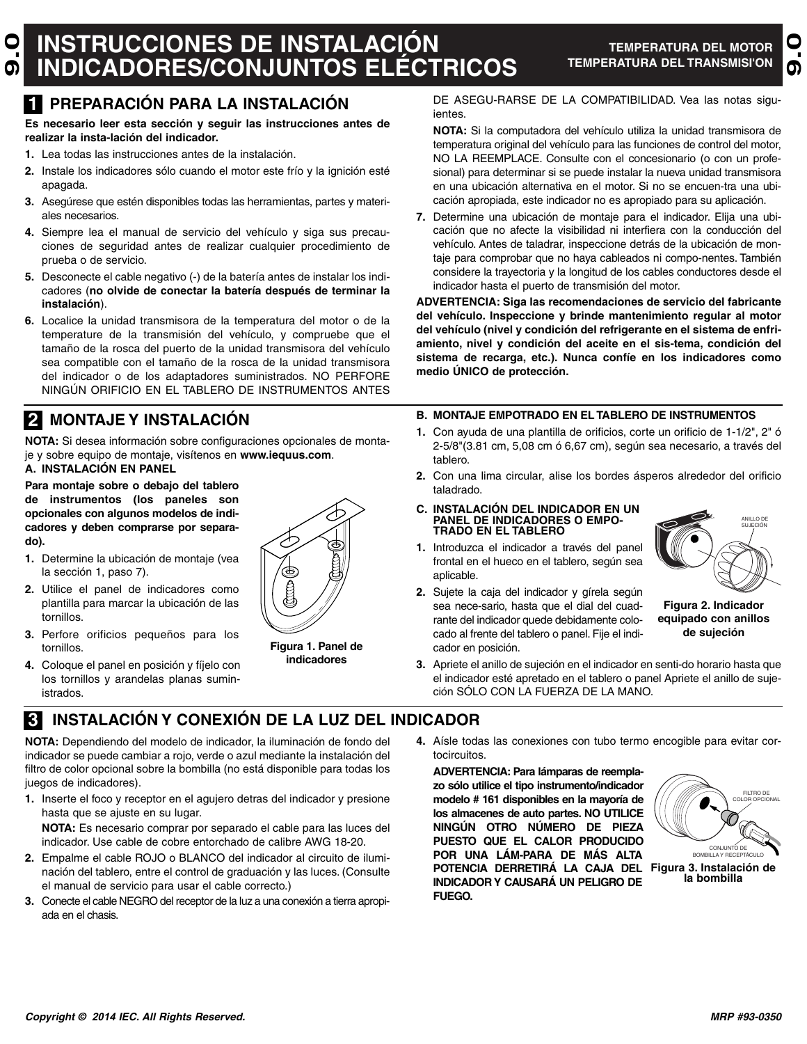# INSTRUCCIONES DE INSTALACIÓN INDICADORES/CONJUNTOS ELÉCTRICOS

**TEMPERATURA DEL MOTOR**
**TEMPERATURA DEL TRANSMISI'ON**

## 1 PREPARACIÓN PARA LA INSTALACIÓN

**Es necesario leer esta sección y seguir las instrucciones antes de realizar la insta-lación del indicador.**

1. Lea todas las instrucciones antes de la instalación.
2. Instale los indicadores sólo cuando el motor este frío y la ignición esté apagada.
3. Asegúrese que estén disponibles todas las herramientas, partes y materiales necesarios.
4. Siempre lea el manual de servicio del vehículo y siga sus precauciones de seguridad antes de realizar cualquier procedimiento de prueba o de servicio.
5. Desconecte el cable negativo (-) de la batería antes de instalar los indicadores (**no olvide de conectar la batería después de terminar la instalación**).
6. Localice la unidad transmisora de la temperatura del motor o de la temperature de la transmisión del vehículo, y compruebe que el tamaño de la rosca del puerto de la unidad transmisora del vehículo sea compatible con el tamaño de la rosca de la unidad transmisora del indicador o de los adaptadores suministrados. NO PERFORE NINGÚN ORIFICIO EN EL TABLERO DE INSTRUMENTOS ANTES DE ASEGU-RARSE DE LA COMPATIBILIDAD. Vea las notas siguientes.

   **NOTA:** Si la computadora del vehículo utiliza la unidad transmisora de temperatura original del vehículo para las funciones de control del motor, NO LA REEMPLACE. Consulte con el concesionario (o con un profesional) para determinar si se puede instalar la nueva unidad transmisora en una ubicación alternativa en el motor. Si no se encuen-tra una ubicación apropiada, este indicador no es apropiado para su aplicación.
7. Determine una ubicación de montaje para el indicador. Elija una ubicación que no afecte la visibilidad ni interfiera con la conducción del vehículo. Antes de taladrar, inspeccione detrás de la ubicación de montaje para comprobar que no haya cableados ni compo-nentes. También considere la trayectoria y la longitud de los cables conductores desde el indicador hasta el puerto de transmisión del motor.

**ADVERTENCIA: Siga las recomendaciones de servicio del fabricante del vehículo. Inspeccione y brinde mantenimiento regular al motor del vehículo (nivel y condición del refrigerante en el sistema de enfriamiento, nivel y condición del aceite en el sis-tema, condición del sistema de recarga, etc.). Nunca confíe en los indicadores como medio ÚNICO de protección.**

## 2 MONTAJE Y INSTALACIÓN

**NOTA:** Si desea información sobre configuraciones opcionales de montaje y sobre equipo de montaje, visítenos en **www.iequus.com**.

**A. INSTALACIÓN EN PANEL**

**Para montaje sobre o debajo del tablero de instrumentos (los paneles son opcionales con algunos modelos de indicadores y deben comprarse por separado).**

1. Determine la ubicación de montaje (vea la sección 1, paso 7).
2. Utilice el panel de indicadores como plantilla para marcar la ubicación de las tornillos.
3. Perfore orificios pequeños para los tornillos.
4. Coloque el panel en posición y fíjelo con los tornillos y arandelas planas suministrados.

**Figura 1. Panel de indicadores**

**B. MONTAJE EMPOTRADO EN EL TABLERO DE INSTRUMENTOS**

1. Con ayuda de una plantilla de orificios, corte un orificio de 1-1/2", 2" ó 2-5/8"(3.81 cm, 5,08 cm ó 6,67 cm), según sea necesario, a través del tablero.
2. Con una lima circular, alise los bordes ásperos alrededor del orificio taladrado.

**C. INSTALACIÓN DEL INDICADOR EN UN PANEL DE INDICADORES O EMPOTRADO EN EL TABLERO**

1. Introduzca el indicador a través del panel frontal en el hueco en el tablero, según sea aplicable.
2. Sujete la caja del indicador y gírela según sea nece-sario, hasta que el dial del cuadrante del indicador quede debidamente colocado al frente del tablero o panel. Fije el indicador en posición.
3. Apriete el anillo de sujeción en el indicador en senti-do horario hasta que el indicador esté apretado en el tablero o panel Apriete el anillo de sujeción SÓLO CON LA FUERZA DE LA MANO.

ANILLO DE SUJECIÓN

**Figura 2. Indicador equipado con anillos de sujeción**

## 3 INSTALACIÓN Y CONEXIÓN DE LA LUZ DEL INDICADOR

**NOTA:** Dependiendo del modelo de indicador, la iluminación de fondo del indicador se puede cambiar a rojo, verde o azul mediante la instalación del filtro de color opcional sobre la bombilla (no está disponible para todas los juegos de indicadores).

1. Inserte el foco y receptor en el agujero detras del indicador y presione hasta que se ajuste en su lugar.

   **NOTA:** Es necesario comprar por separado el cable para las luces del indicador. Use cable de cobre entorchado de calibre AWG 18-20.
2. Empalme el cable ROJO o BLANCO del indicador al circuito de iluminación del tablero, entre el control de graduación y las luces. (Consulte el manual de servicio para usar el cable correcto.)
3. Conecte el cable NEGRO del receptor de la luz a una conexión a tierra apropiada en el chasis.
4. Aísle todas las conexiones con tubo termo encogible para evitar cortocircuitos.

**ADVERTENCIA: Para lámparas de reemplazo sólo utilice el tipo instrumento/indicador modelo # 161 disponibles en la mayoría de los almacenes de auto partes. NO UTILICE NINGÚN OTRO NÚMERO DE PIEZA PUESTO QUE EL CALOR PRODUCIDO POR UNA LÁM-PARA DE MÁS ALTA POTENCIA DERRETIRÁ LA CAJA DEL INDICADOR Y CAUSARÁ UN PELIGRO DE FUEGO.**

FILTRO DE COLOR OPCIONAL

CONJUNTO DE BOMBILLA Y RECEPTÁCULO

**Figura 3. Instalación de la bombilla**

*Copyright © 2014 IEC. All Rights Reserved.* *MRP #93-0350*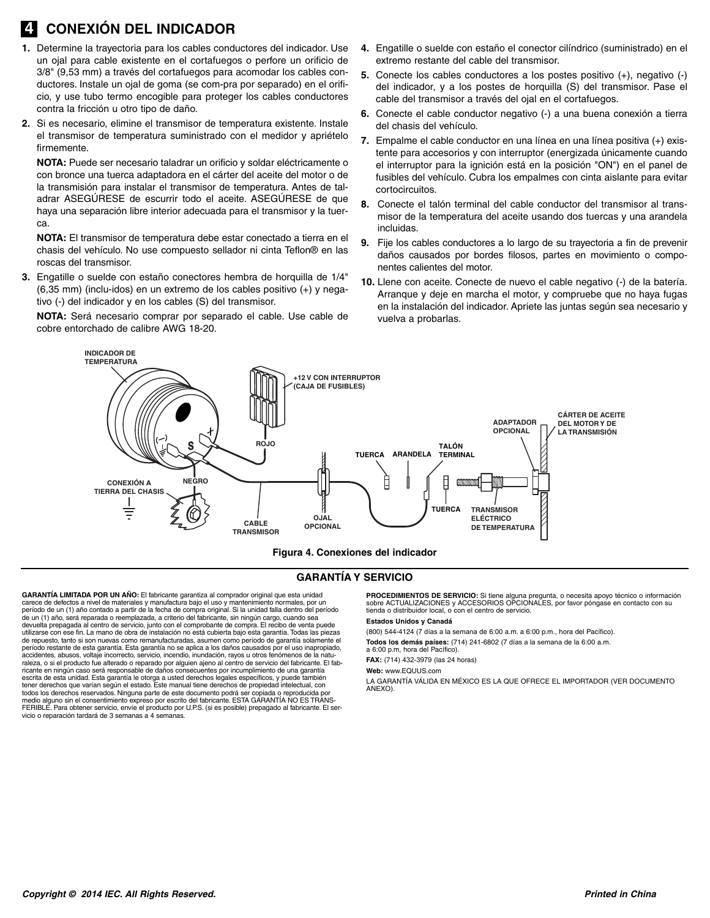## 4 CONEXIÓN DEL INDICADOR

1. Determine la trayectoria para los cables conductores del indicador. Use un ojal para cable existente en el cortafuegos o perfore un orificio de 3/8" (9,53 mm) a través del cortafuegos para acomodar los cables conductores. Instale un ojal de goma (se com-pra por separado) en el orificio, y use tubo termo encogible para proteger los cables conductores contra la fricción u otro tipo de daño.
2. Si es necesario, elimine el transmisor de temperatura existente. Instale el transmisor de temperatura suministrado con el medidor y apriételo firmemente.

   **NOTA:** Puede ser necesario taladrar un orificio y soldar eléctricamente o con bronce una tuerca adaptadora en el cárter del aceite del motor o de la transmisión para instalar el transmisor de temperatura. Antes de taladrar ASEGÚRESE de escurrir todo el aceite. ASEGÚRESE de que haya una separación libre interior adecuada para el transmisor y la tuerca.

   **NOTA:** El transmisor de temperatura debe estar conectado a tierra en el chasis del vehículo. No use compuesto sellador ni cinta Teflon® en las roscas del transmisor.
3. Engatille o suelde con estaño conectores hembra de horquilla de 1/4" (6,35 mm) (inclu-idos) en un extremo de los cables positivo (+) y negativo (-) del indicador y en los cables (S) del transmisor.

   **NOTA:** Será necesario comprar por separado el cable. Use cable de cobre entorchado de calibre AWG 18-20.
4. Engatille o suelde con estaño el conector cilíndrico (suministrado) en el extremo restante del cable del transmisor.
5. Conecte los cables conductores a los postes positivo (+), negativo (-) del indicador, y a los postes de horquilla (S) del transmisor. Pase el cable del transmisor a través del ojal en el cortafuegos.
6. Conecte el cable conductor negativo (-) a una buena conexión a tierra del chasis del vehículo.
7. Empalme el cable conductor en una línea en una línea positiva (+) existente para accesorios y con interruptor (energizada únicamente cuando el interruptor para la ignición está en la posición "ON") en el panel de fusibles del vehículo. Cubra los empalmes con cinta aislante para evitar cortocircuitos.
8. Conecte el talón terminal del cable conductor del transmisor al transmisor de la temperatura del aceite usando dos tuercas y una arandela incluidas.
9. Fije los cables conductores a lo largo de su trayectoria a fin de prevenir daños causados por bordes filosos, partes en movimiento o componentes calientes del motor.
10. Llene con aceite. Conecte de nuevo el cable negativo (-) de la batería. Arranque y deje en marcha el motor, y compruebe que no haya fugas en la instalación del indicador. Apriete las juntas según sea necesario y vuelva a probarlas.

INDICADOR DE TEMPERATURA
+12 V CON INTERRUPTOR (CAJA DE FUSIBLES)
ROJO
NEGRO
CONEXIÓN A TIERRA DEL CHASIS
CABLE TRANSMISOR
OJAL OPCIONAL
TUERCA
ARANDELA
TALÓN TERMINAL
TUERCA
ADAPTADOR OPCIONAL
CÁRTER DE ACEITE DEL MOTOR Y DE LA TRANSMISIÓN
TRANSMISOR ELÉCTRICO DE TEMPERATURA

**Figura 4. Conexiones del indicador**

## GARANTÍA Y SERVICIO

**GARANTÍA LIMITADA POR UN AÑO:** El fabricante garantiza al comprador original que esta unidad carece de defectos a nivel de materiales y manufactura bajo el uso y mantenimiento normales, por un período de un (1) año contado a partir de la fecha de compra original. Si la unidad falla dentro del período de un (1) año, será reparada o reemplazada, a criterio del fabricante, sin ningún cargo, cuando sea devuelta prepagada al centro de servicio, junto con el comprobante de compra. El recibo de venta puede utilizarse con ese fin. La mano de obra de instalación no está cubierta bajo esta garantía. Todas las piezas de repuesto, tanto si son nuevas como remanufacturadas, asumen como período de garantía solamente el período restante de esta garantía. Esta garantía no se aplica a los daños causados por el uso inapropiado, accidentes, abusos, voltaje incorrecto, servicio, incendio, inundación, rayos u otros fenómenos de la naturaleza, o si el producto fue alterado o reparado por alguien ajeno al centro de servicio del fabricante. El fabricante en ningún caso será responsable de daños consecuentes por incumplimiento de una garantía escrita de esta unidad. Esta garantía le otorga a usted derechos legales específicos, y puede también tener derechos que varían según el estado. Este manual tiene derechos de propiedad intelectual, con todos los derechos reservados. Ninguna parte de este documento podrá ser copiada o reproducida por medio alguno sin el consentimiento expreso por escrito del fabricante. ESTA GARANTÍA NO ES TRANSFERIBLE. Para obtener servicio, envíe el producto por U.P.S. (si es posible) prepagado al fabricante. El servicio o reparación tardará de 3 semanas a 4 semanas.

**PROCEDIMIENTOS DE SERVICIO:** Si tiene alguna pregunta, o necesita apoyo técnico o información sobre ACTUALIZACIONES y ACCESORIOS OPCIONALES, por favor póngase en contacto con su tienda o distribuidor local, o con el centro de servicio.

**Estados Unidos y Canadá**

(800) 544-4124 (7 días a la semana de 6:00 a.m. a 6:00 p.m., hora del Pacífico).

**Todos los demás países:** (714) 241-6802 (7 días a la semana de la 6:00 a.m. a 6:00 p.m, hora del Pacífico).

**FAX:** (714) 432-3979 (las 24 horas)

**Web:** www.EQUUS.com

LA GARANTÍA VÁLIDA EN MÉXICO ES LA QUE OFRECE EL IMPORTADOR (VER DOCUMENTO ANEXO).

*Copyright © 2014 IEC. All Rights Reserved.* *Printed in China*